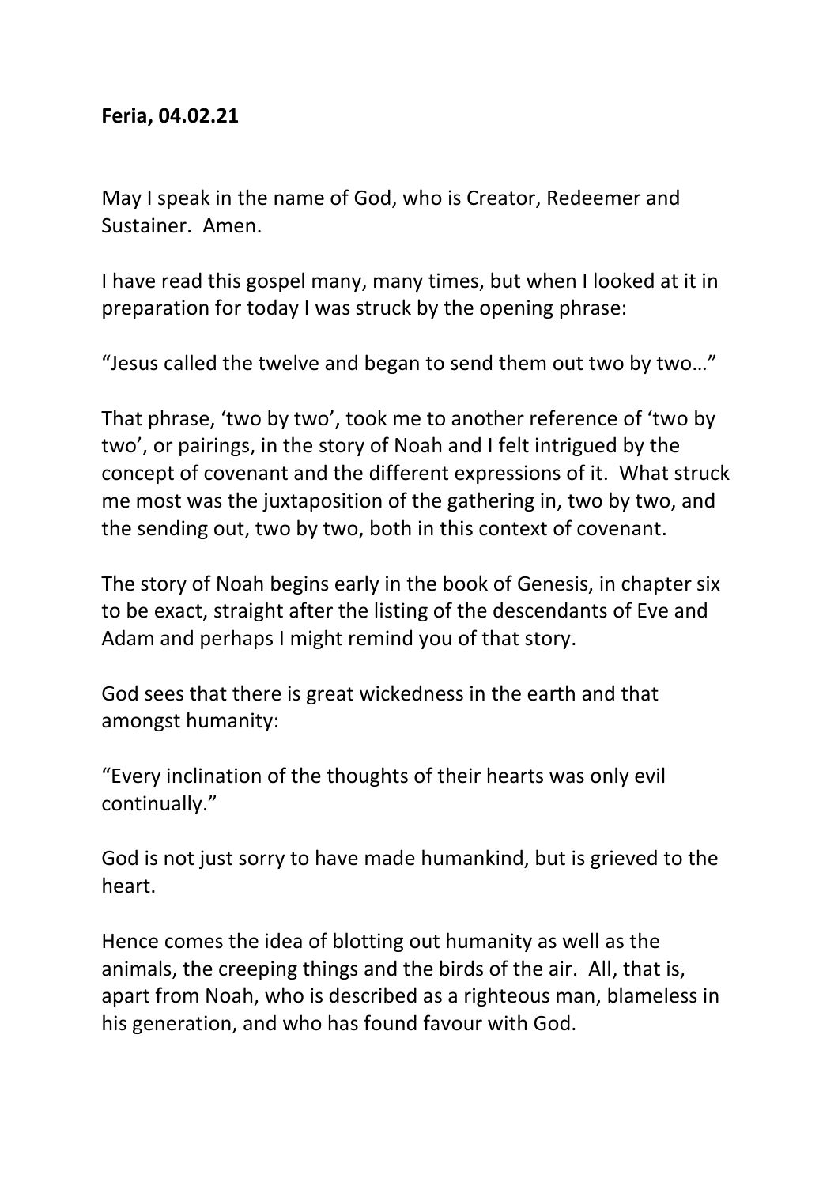**Feria, 04.02.21**

May I speak in the name of God, who is Creator, Redeemer and Sustainer. Amen.

I have read this gospel many, many times, but when I looked at it in preparation for today I was struck by the opening phrase:

"Jesus called the twelve and began to send them out two by two…"

That phrase, 'two by two', took me to another reference of 'two by two', or pairings, in the story of Noah and I felt intrigued by the concept of covenant and the different expressions of it. What struck me most was the juxtaposition of the gathering in, two by two, and the sending out, two by two, both in this context of covenant.

The story of Noah begins early in the book of Genesis, in chapter six to be exact, straight after the listing of the descendants of Eve and Adam and perhaps I might remind you of that story.

God sees that there is great wickedness in the earth and that amongst humanity:

"Every inclination of the thoughts of their hearts was only evil continually."

God is not just sorry to have made humankind, but is grieved to the heart.

Hence comes the idea of blotting out humanity as well as the animals, the creeping things and the birds of the air. All, that is, apart from Noah, who is described as a righteous man, blameless in his generation, and who has found favour with God.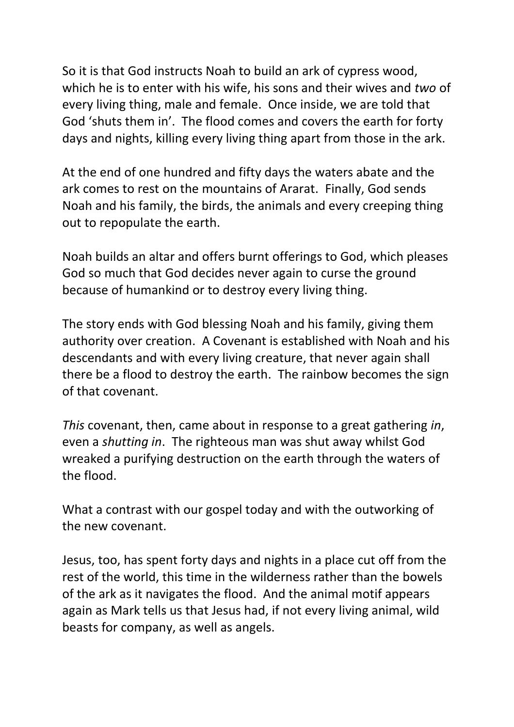So it is that God instructs Noah to build an ark of cypress wood, which he is to enter with his wife, his sons and their wives and *two* of every living thing, male and female. Once inside, we are told that God 'shuts them in'. The flood comes and covers the earth for forty days and nights, killing every living thing apart from those in the ark.

At the end of one hundred and fifty days the waters abate and the ark comes to rest on the mountains of Ararat. Finally, God sends Noah and his family, the birds, the animals and every creeping thing out to repopulate the earth.

Noah builds an altar and offers burnt offerings to God, which pleases God so much that God decides never again to curse the ground because of humankind or to destroy every living thing.

The story ends with God blessing Noah and his family, giving them authority over creation. A Covenant is established with Noah and his descendants and with every living creature, that never again shall there be a flood to destroy the earth. The rainbow becomes the sign of that covenant.

*This* covenant, then, came about in response to a great gathering *in*, even a *shutting in*. The righteous man was shut away whilst God wreaked a purifying destruction on the earth through the waters of the flood.

What a contrast with our gospel today and with the outworking of the new covenant.

Jesus, too, has spent forty days and nights in a place cut off from the rest of the world, this time in the wilderness rather than the bowels of the ark as it navigates the flood. And the animal motif appears again as Mark tells us that Jesus had, if not every living animal, wild beasts for company, as well as angels.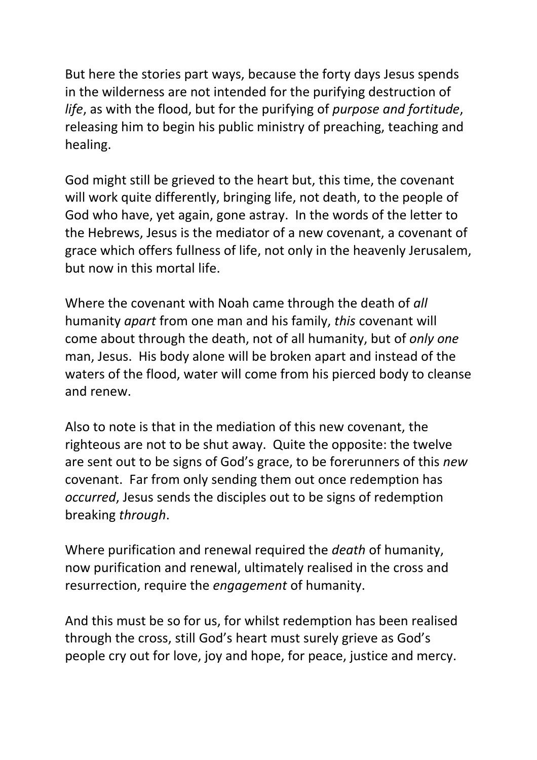But here the stories part ways, because the forty days Jesus spends in the wilderness are not intended for the purifying destruction of *life*, as with the flood, but for the purifying of *purpose and fortitude*, releasing him to begin his public ministry of preaching, teaching and healing.

God might still be grieved to the heart but, this time, the covenant will work quite differently, bringing life, not death, to the people of God who have, yet again, gone astray. In the words of the letter to the Hebrews, Jesus is the mediator of a new covenant, a covenant of grace which offers fullness of life, not only in the heavenly Jerusalem, but now in this mortal life.

Where the covenant with Noah came through the death of *all* humanity *apart* from one man and his family, *this* covenant will come about through the death, not of all humanity, but of *only one* man, Jesus. His body alone will be broken apart and instead of the waters of the flood, water will come from his pierced body to cleanse and renew.

Also to note is that in the mediation of this new covenant, the righteous are not to be shut away. Quite the opposite: the twelve are sent out to be signs of God's grace, to be forerunners of this *new* covenant. Far from only sending them out once redemption has *occurred*, Jesus sends the disciples out to be signs of redemption breaking *through*.

Where purification and renewal required the *death* of humanity, now purification and renewal, ultimately realised in the cross and resurrection, require the *engagement* of humanity.

And this must be so for us, for whilst redemption has been realised through the cross, still God's heart must surely grieve as God's people cry out for love, joy and hope, for peace, justice and mercy.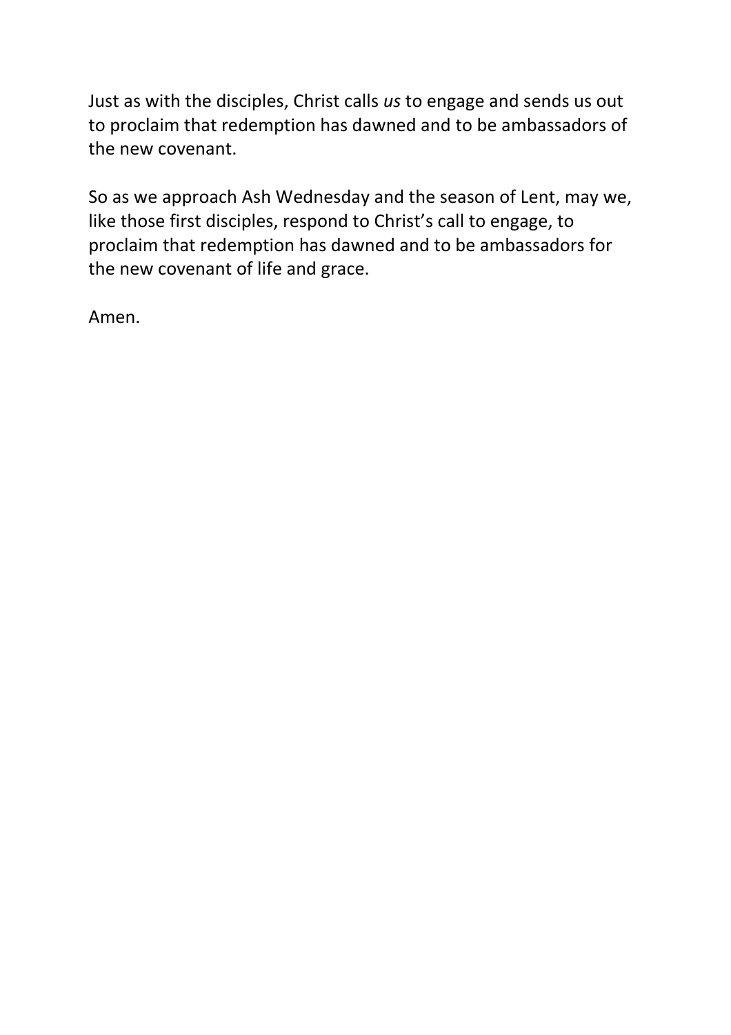Just as with the disciples, Christ calls *us* to engage and sends us out to proclaim that redemption has dawned and to be ambassadors of the new covenant.

So as we approach Ash Wednesday and the season of Lent, may we, like those first disciples, respond to Christ's call to engage, to proclaim that redemption has dawned and to be ambassadors for the new covenant of life and grace.

Amen.